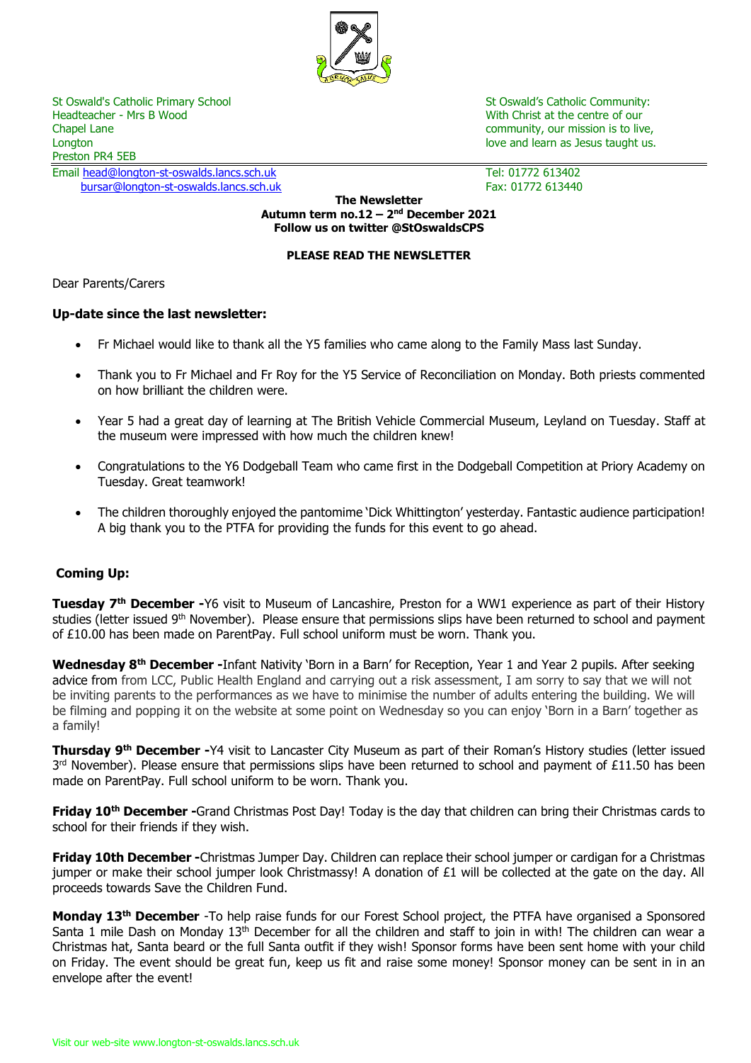St Oswald's Catholic Primary School
Headteacher - Mrs B Wood
Chapel Lane
Longton
Preston PR4 5EB
Email head@longton-st-oswalds.lancs.sch.uk
bursar@longton-st-oswalds.lancs.sch.uk

St Oswald's Catholic Community:
With Christ at the centre of our community, our mission is to live, love and learn as Jesus taught us.

Tel: 01772 613402
Fax: 01772 613440

**The Newsletter**
**Autumn term no.12 – 2nd December 2021**
**Follow us on twitter @StOswaldsCPS**

**PLEASE READ THE NEWSLETTER**

Dear Parents/Carers

**Up-date since the last newsletter:**

- Fr Michael would like to thank all the Y5 families who came along to the Family Mass last Sunday.
- Thank you to Fr Michael and Fr Roy for the Y5 Service of Reconciliation on Monday. Both priests commented on how brilliant the children were.
- Year 5 had a great day of learning at The British Vehicle Commercial Museum, Leyland on Tuesday. Staff at the museum were impressed with how much the children knew!
- Congratulations to the Y6 Dodgeball Team who came first in the Dodgeball Competition at Priory Academy on Tuesday. Great teamwork!
- The children thoroughly enjoyed the pantomime 'Dick Whittington' yesterday. Fantastic audience participation! A big thank you to the PTFA for providing the funds for this event to go ahead.

**Coming Up:**

**Tuesday 7th December -** Y6 visit to Museum of Lancashire, Preston for a WW1 experience as part of their History studies (letter issued 9th November). Please ensure that permissions slips have been returned to school and payment of £10.00 has been made on ParentPay. Full school uniform must be worn. Thank you.

**Wednesday 8th December -** Infant Nativity 'Born in a Barn' for Reception, Year 1 and Year 2 pupils. After seeking advice from from LCC, Public Health England and carrying out a risk assessment, I am sorry to say that we will not be inviting parents to the performances as we have to minimise the number of adults entering the building. We will be filming and popping it on the website at some point on Wednesday so you can enjoy 'Born in a Barn' together as a family!

**Thursday 9th December -** Y4 visit to Lancaster City Museum as part of their Roman's History studies (letter issued 3rd November). Please ensure that permissions slips have been returned to school and payment of £11.50 has been made on ParentPay. Full school uniform to be worn. Thank you.

**Friday 10th December -** Grand Christmas Post Day! Today is the day that children can bring their Christmas cards to school for their friends if they wish.

**Friday 10th December -** Christmas Jumper Day. Children can replace their school jumper or cardigan for a Christmas jumper or make their school jumper look Christmassy! A donation of £1 will be collected at the gate on the day. All proceeds towards Save the Children Fund.

**Monday 13th December** -To help raise funds for our Forest School project, the PTFA have organised a Sponsored Santa 1 mile Dash on Monday 13th December for all the children and staff to join in with! The children can wear a Christmas hat, Santa beard or the full Santa outfit if they wish! Sponsor forms have been sent home with your child on Friday. The event should be great fun, keep us fit and raise some money! Sponsor money can be sent in in an envelope after the event!

Visit our web-site www.longton-st-oswalds.lancs.sch.uk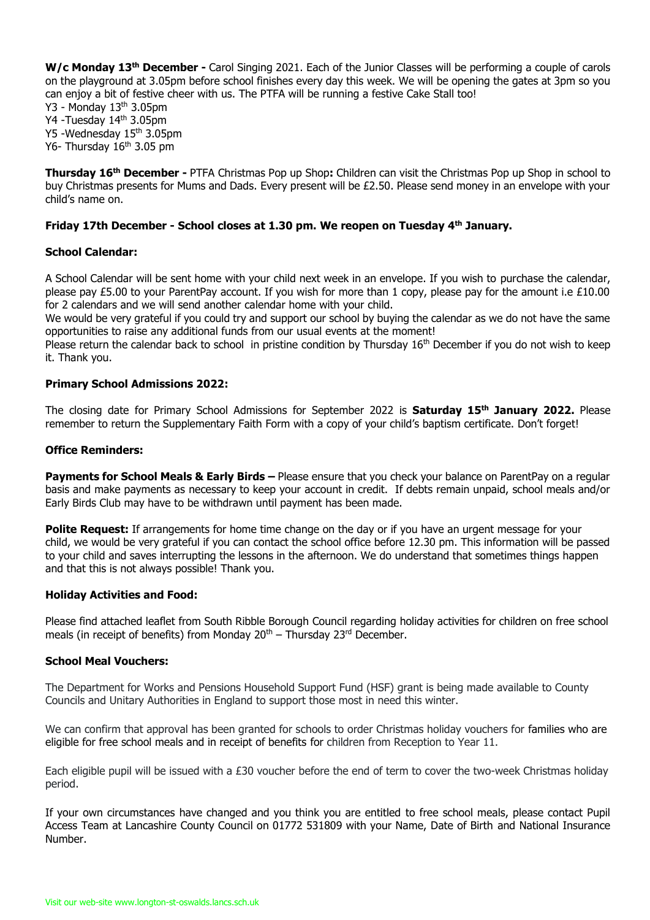**W/c Monday 13th December -** Carol Singing 2021. Each of the Junior Classes will be performing a couple of carols on the playground at 3.05pm before school finishes every day this week. We will be opening the gates at 3pm so you can enjoy a bit of festive cheer with us. The PTFA will be running a festive Cake Stall too!

Y3 - Monday 13th 3.05pm
Y4 -Tuesday 14th 3.05pm
Y5 -Wednesday 15th 3.05pm
Y6- Thursday 16th 3.05 pm

**Thursday 16th December -** PTFA Christmas Pop up Shop**:** Children can visit the Christmas Pop up Shop in school to buy Christmas presents for Mums and Dads. Every present will be £2.50. Please send money in an envelope with your child's name on.

**Friday 17th December - School closes at 1.30 pm. We reopen on Tuesday 4th January.**

**School Calendar:**

A School Calendar will be sent home with your child next week in an envelope. If you wish to purchase the calendar, please pay £5.00 to your ParentPay account. If you wish for more than 1 copy, please pay for the amount i.e £10.00 for 2 calendars and we will send another calendar home with your child.

We would be very grateful if you could try and support our school by buying the calendar as we do not have the same opportunities to raise any additional funds from our usual events at the moment!

Please return the calendar back to school in pristine condition by Thursday 16th December if you do not wish to keep it. Thank you.

**Primary School Admissions 2022:**

The closing date for Primary School Admissions for September 2022 is **Saturday 15th January 2022.** Please remember to return the Supplementary Faith Form with a copy of your child's baptism certificate. Don't forget!

**Office Reminders:**

**Payments for School Meals & Early Birds –** Please ensure that you check your balance on ParentPay on a regular basis and make payments as necessary to keep your account in credit. If debts remain unpaid, school meals and/or Early Birds Club may have to be withdrawn until payment has been made.

**Polite Request:** If arrangements for home time change on the day or if you have an urgent message for your child, we would be very grateful if you can contact the school office before 12.30 pm. This information will be passed to your child and saves interrupting the lessons in the afternoon. We do understand that sometimes things happen and that this is not always possible! Thank you.

**Holiday Activities and Food:**

Please find attached leaflet from South Ribble Borough Council regarding holiday activities for children on free school meals (in receipt of benefits) from Monday 20th – Thursday 23rd December.

**School Meal Vouchers:**

The Department for Works and Pensions Household Support Fund (HSF) grant is being made available to County Councils and Unitary Authorities in England to support those most in need this winter.

We can confirm that approval has been granted for schools to order Christmas holiday vouchers for families who are eligible for free school meals and in receipt of benefits for children from Reception to Year 11.

Each eligible pupil will be issued with a £30 voucher before the end of term to cover the two-week Christmas holiday period.

If your own circumstances have changed and you think you are entitled to free school meals, please contact Pupil Access Team at Lancashire County Council on 01772 531809 with your Name, Date of Birth and National Insurance Number.

Visit our web-site www.longton-st-oswalds.lancs.sch.uk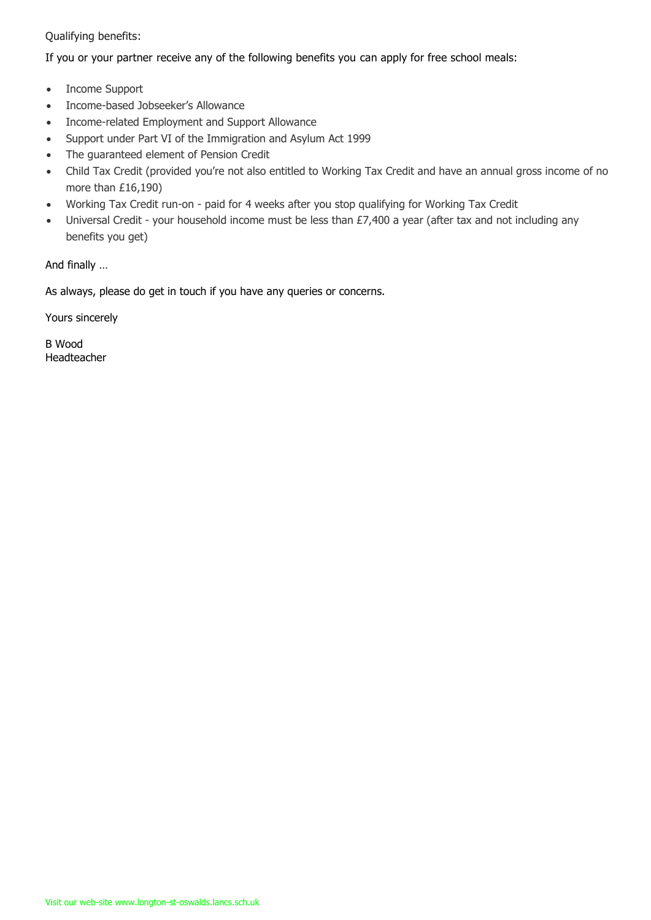Qualifying benefits:

If you or your partner receive any of the following benefits you can apply for free school meals:

- Income Support
- Income-based Jobseeker's Allowance
- Income-related Employment and Support Allowance
- Support under Part VI of the Immigration and Asylum Act 1999
- The guaranteed element of Pension Credit
- Child Tax Credit (provided you're not also entitled to Working Tax Credit and have an annual gross income of no more than £16,190)
- Working Tax Credit run-on - paid for 4 weeks after you stop qualifying for Working Tax Credit
- Universal Credit - your household income must be less than £7,400 a year (after tax and not including any benefits you get)

And finally …

As always, please do get in touch if you have any queries or concerns.

Yours sincerely

B Wood
Headteacher

Visit our web-site www.longton-st-oswalds.lancs.sch.uk